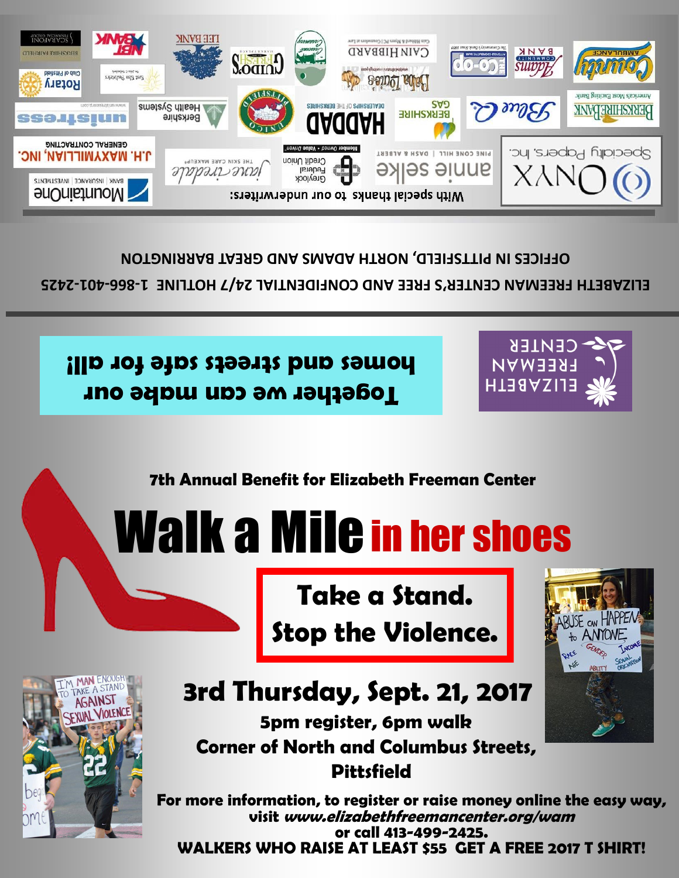With special thanks to our underwriters:

ELIZABETH FREEMAN CENTER'S FREE AND CONFIDENTIAL 24/7 HOTLINE 1-866-401-2425

OFFICES IN PITTSFIELD, NORTH ADAMS AND GREAT BARRINGTON

Together we can make our homes and streets safe for all!

ELIZABETH FREEMAN CENTER

**7th Annual Benefit for Elizabeth Freeman Center**

# Walk a Mile in her shoes

## Take a Stand. Stop the Violence.

## 3rd Thursday, Sept. 21, 2017

**5pm register, 6pm walk**

**Corner of North and Columbus Streets, Pittsfield**

**For more information, to register or raise money online the easy way, visit *www.elizabethfreemancenter.org/wam* or call 413-499-2425.**

**WALKERS WHO RAISE AT LEAST $55 GET A FREE 2017 T SHIRT!**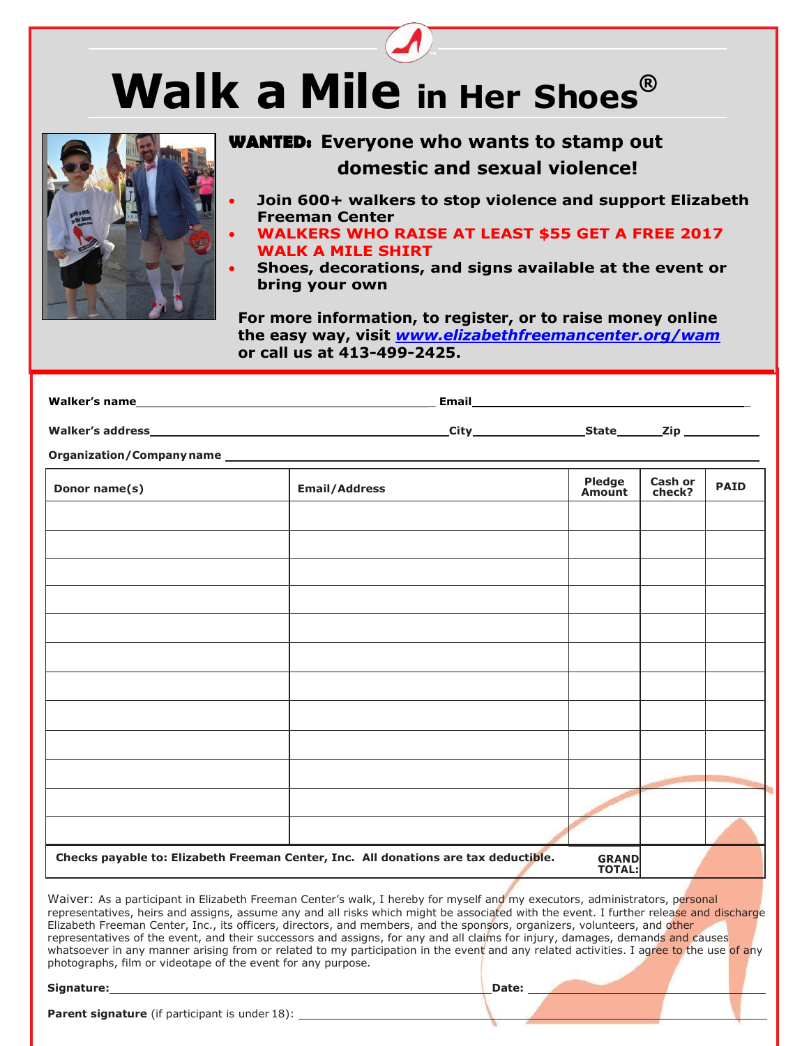# Walk a Mile in Her Shoes®

**WANTED: Everyone who wants to stamp out domestic and sexual violence!**

- **Join 600+ walkers to stop violence and support Elizabeth Freeman Center**
- **WALKERS WHO RAISE AT LEAST $55 GET A FREE 2017 WALK A MILE SHIRT**
- **Shoes, decorations, and signs available at the event or bring your own**

**For more information, to register, or to raise money online the easy way, visit *www.elizabethfreemancenter.org/wam* or call us at 413-499-2425.**

**Walker's name**\_\_\_\_\_\_\_\_\_\_\_\_\_\_\_\_\_\_\_\_\_\_\_\_\_\_\_\_\_\_\_\_ **Email**\_\_\_\_\_\_\_\_\_\_\_\_\_\_\_\_\_\_\_\_\_\_\_\_\_\_\_\_\_\_

**Walker's address**\_\_\_\_\_\_\_\_\_\_\_\_\_\_\_\_\_\_\_\_\_\_\_\_\_\_\_\_\_\_ **City**\_\_\_\_\_\_\_\_\_\_\_\_ **State**\_\_\_\_\_\_ **Zip** \_\_\_\_\_\_\_\_\_

**Organization/Company name** \_\_\_\_\_\_\_\_\_\_\_\_\_\_\_\_\_\_\_\_\_\_\_\_\_\_\_\_\_\_\_\_\_\_\_\_\_\_\_\_\_\_\_\_\_\_\_\_\_\_\_\_\_\_

| Donor name(s) | Email/Address | Pledge Amount | Cash or check? | PAID |
|---|---|---|---|---|
| | | | | |
| | | | | |
| | | | | |
| | | | | |
| | | | | |
| | | | | |
| | | | | |
| | | | | |
| | | | | |
| | | | | |
| | | | | |
| | | | | |
| **Checks payable to: Elizabeth Freeman Center, Inc. All donations are tax deductible.** | | **GRAND TOTAL:** | | |

Waiver: As a participant in Elizabeth Freeman Center's walk, I hereby for myself and my executors, administrators, personal representatives, heirs and assigns, assume any and all risks which might be associated with the event. I further release and discharge Elizabeth Freeman Center, Inc., its officers, directors, and members, and the sponsors, organizers, volunteers, and other representatives of the event, and their successors and assigns, for any and all claims for injury, damages, demands and causes whatsoever in any manner arising from or related to my participation in the event and any related activities. I agree to the use of any photographs, film or videotape of the event for any purpose.

**Signature:**\_\_\_\_\_\_\_\_\_\_\_\_\_\_\_\_\_\_\_\_\_\_\_\_\_\_\_\_\_\_\_\_\_\_\_\_\_\_\_\_ **Date:** \_\_\_\_\_\_\_\_\_\_\_\_\_\_\_\_\_\_\_\_

**Parent signature** (if participant is under 18): \_\_\_\_\_\_\_\_\_\_\_\_\_\_\_\_\_\_\_\_\_\_\_\_\_\_\_\_\_\_\_\_\_\_\_\_\_\_\_\_